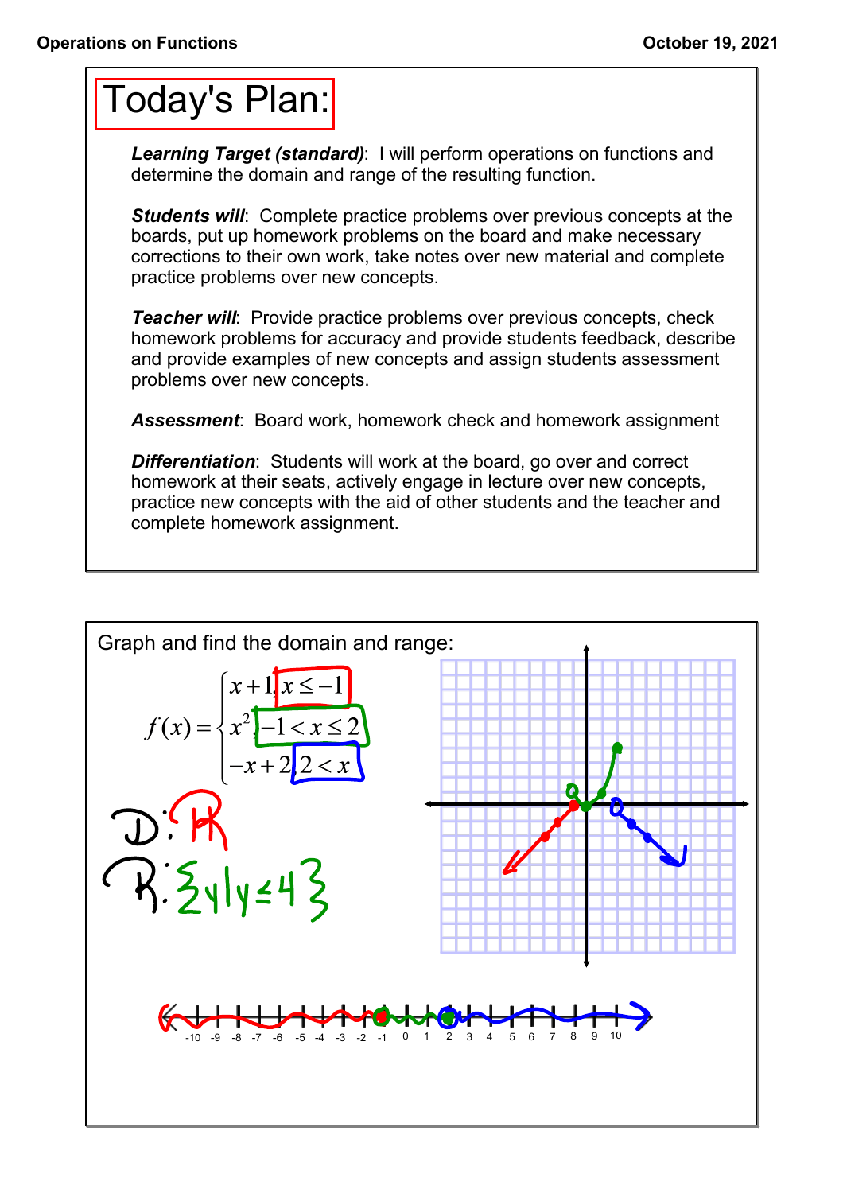# Today's Plan:

***Learning Target (standard)***: I will perform operations on functions and determine the domain and range of the resulting function.

***Students will***: Complete practice problems over previous concepts at the boards, put up homework problems on the board and make necessary corrections to their own work, take notes over new material and complete practice problems over new concepts.

***Teacher will***: Provide practice problems over previous concepts, check homework problems for accuracy and provide students feedback, describe and provide examples of new concepts and assign students assessment problems over new concepts.

***Assessment***: Board work, homework check and homework assignment

***Differentiation***: Students will work at the board, go over and correct homework at their seats, actively engage in lecture over new concepts, practice new concepts with the aid of other students and the teacher and complete homework assignment.

---

Graph and find the domain and range:

$$f(x) = \begin{cases} x+1, & x \le -1 \\ x^2, & -1 < x \le 2 \\ -x+2, & 2 < x \end{cases}$$

D: $\mathbb{R}$

R: $\{y \mid y \le 4\}$

-10 -9 -8 -7 -6 -5 -4 -3 -2 -1 0 1 2 3 4 5 6 7 8 9 10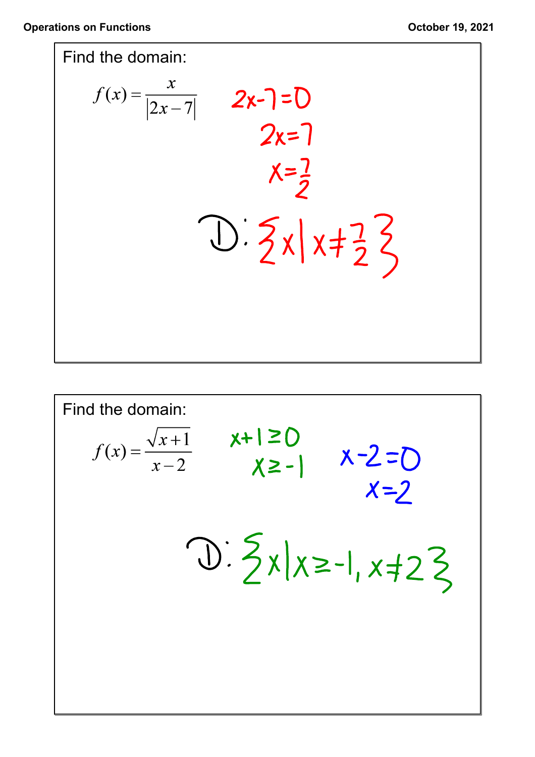Find the domain:

$$f(x) = \frac{x}{|2x-7|}$$

$2x-7=0$

$2x=7$

$x=\frac{7}{2}$

D: $\{x \mid x \neq \frac{7}{2}\}$

Find the domain:

$$f(x) = \frac{\sqrt{x+1}}{x-2}$$

$x+1 \geq 0$

$x \geq -1$

$x-2=0$

$x=2$

D: $\{x \mid x \geq -1, x \neq 2\}$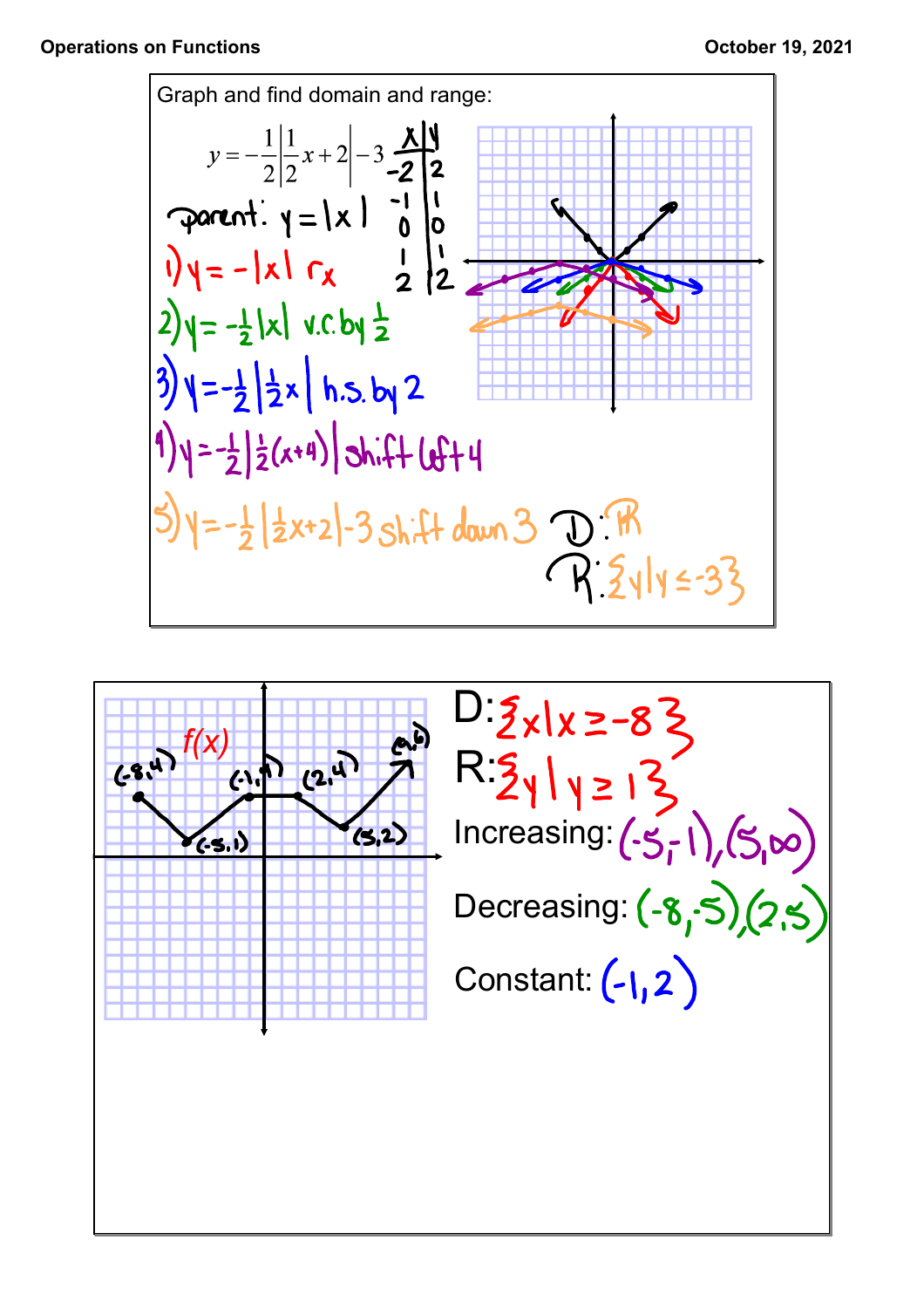Graph and find domain and range:

$$y = -\frac{1}{2}\left|\frac{1}{2}x + 2\right| - 3$$

| x | y |
|---|---|
| -2 | 2 |
| -1 | 1 |
| 0 | 0 |
| 1 | 1 |
| 2 | 2 |

Parent: $y = |x|$

1) $y = -|x|$ $r_x$

2) $y = -\frac{1}{2}|x|$ v.c. by $\frac{1}{2}$

3) $y = -\frac{1}{2}\left|\frac{1}{2}x\right|$ h.s. by 2

4) $y = -\frac{1}{2}\left|\frac{1}{2}(x+4)\right|$ shift left 4

5) $y = -\frac{1}{2}\left|\frac{1}{2}x+2\right| - 3$ shift down 3

D: $\mathbb{R}$

R: $\{y \mid y \leq -3\}$

---

$f(x)$

Points: (-8,4), (-5,1), (-1,4), (2,4), (5,2), (9,6)

D: $\{x \mid x \geq -8\}$

R: $\{y \mid y \geq 1\}$

Increasing: $(-5,-1), (5,\infty)$

Decreasing: $(-8,-5), (2,5)$

Constant: $(-1,2)$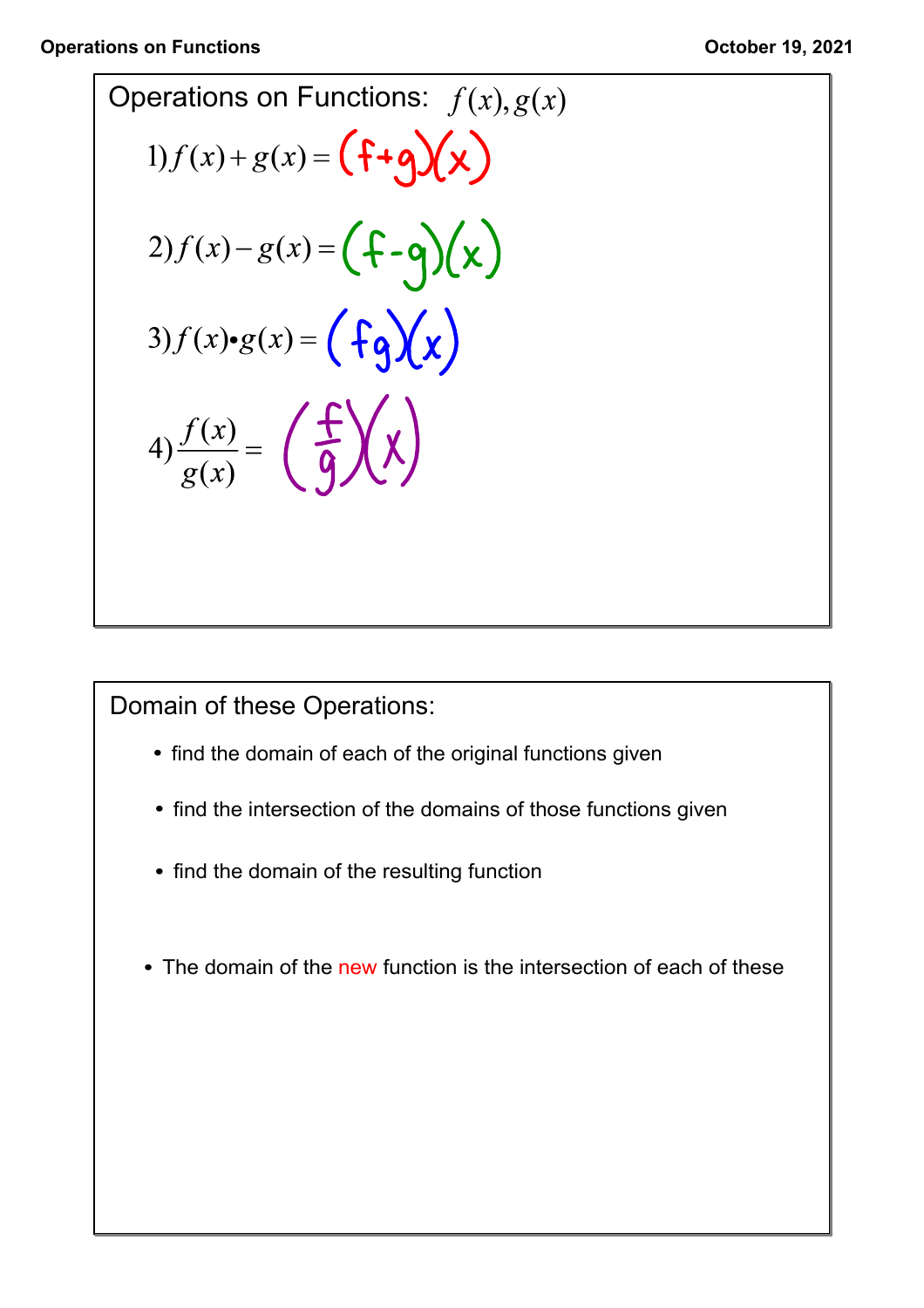## Operations on Functions: $f(x), g(x)$

1) $f(x) + g(x) = (f+g)(x)$

2) $f(x) - g(x) = (f-g)(x)$

3) $f(x) \bullet g(x) = (fg)(x)$

4) $\dfrac{f(x)}{g(x)} = \left(\dfrac{f}{g}\right)(x)$

## Domain of these Operations:

- find the domain of each of the original functions given
- find the intersection of the domains of those functions given
- find the domain of the resulting function

- The domain of the new function is the intersection of each of these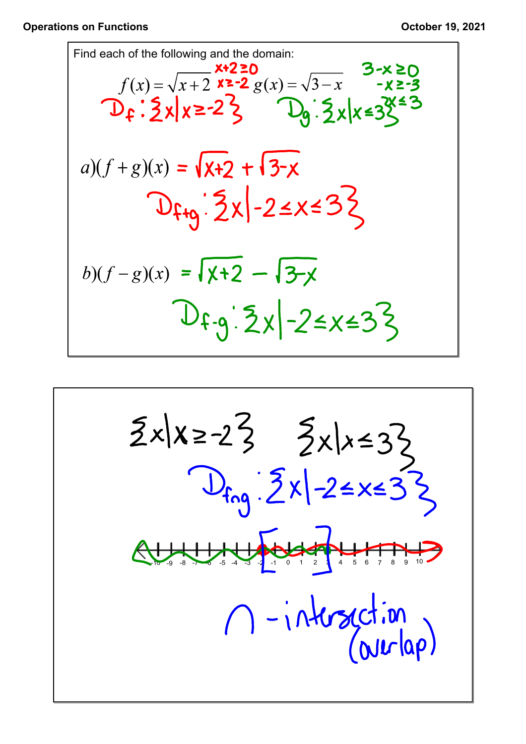Find each of the following and the domain:

$$f(x) = \sqrt{x+2} \qquad g(x) = \sqrt{3-x}$$

$x+2 \geq 0$
$x \geq -2$

$3-x \geq 0$
$-x \geq -3$
$x \leq 3$

$D_f: \{x \mid x \geq -2\}$ $\qquad$ $D_g: \{x \mid x \leq 3\}$

$a)(f+g)(x) = \sqrt{x+2} + \sqrt{3-x}$

$D_{f+g}: \{x \mid -2 \leq x \leq 3\}$

$b)(f-g)(x) = \sqrt{x+2} - \sqrt{3-x}$

$D_{f-g}: \{x \mid -2 \leq x \leq 3\}$

---

$\{x \mid x \geq -2\}$ $\qquad$ $\{x \mid x \leq 3\}$

$D_{f \cap g}: \{x \mid -2 \leq x \leq 3\}$

-10 -9 -8 -7 -6 -5 -4 -3 [-2 -1 0 1 2 3] 4 5 6 7 8 9 10

$\cap$ - intersection (overlap)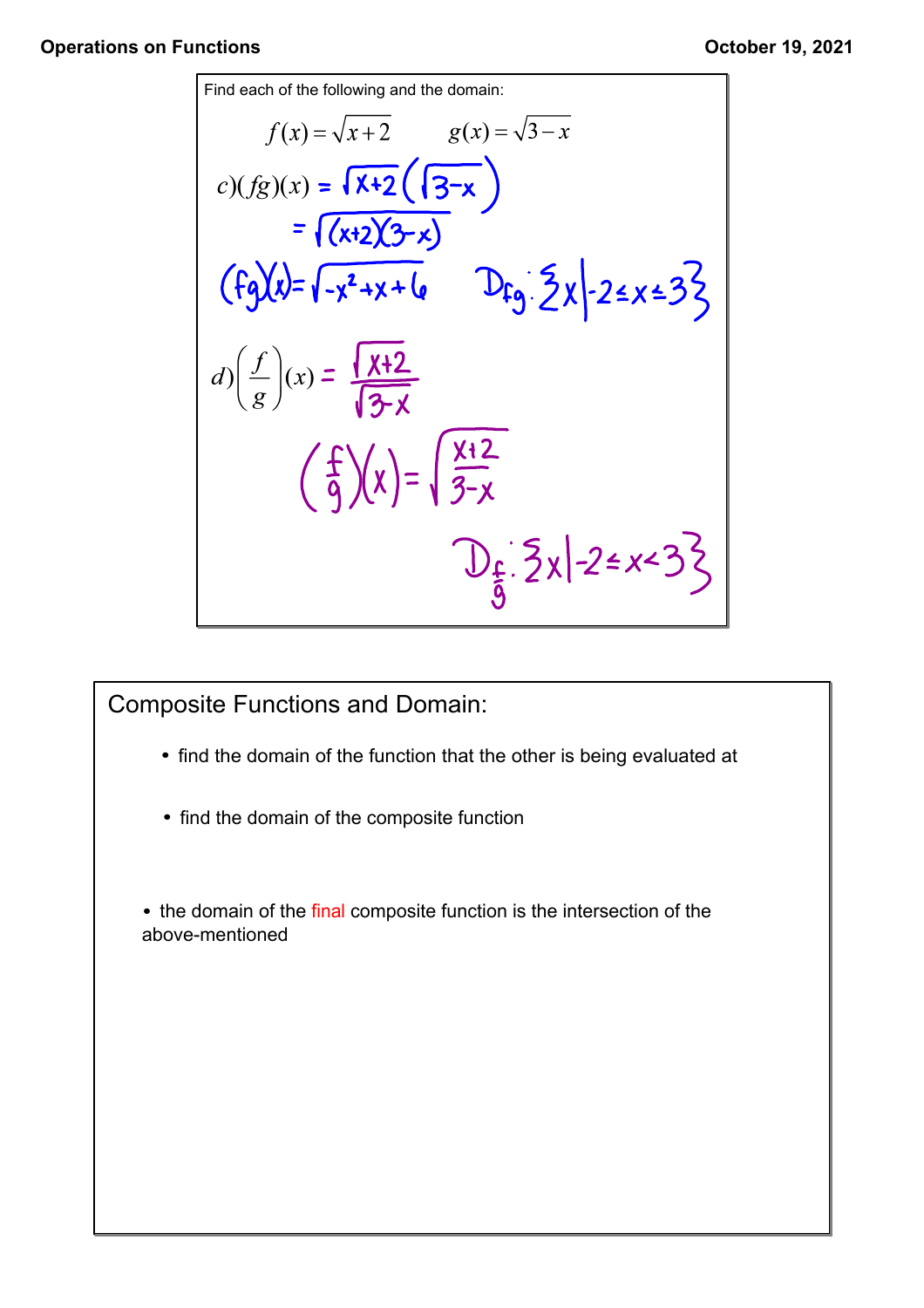Find each of the following and the domain:

$$f(x) = \sqrt{x+2} \qquad g(x) = \sqrt{3-x}$$

c) $(fg)(x) = \sqrt{x+2}\left(\sqrt{3-x}\right)$

$= \sqrt{(x+2)(3-x)}$

$(fg)(x) = \sqrt{-x^2+x+6}$ $\quad D_{fg}: \{x \mid -2 \le x \le 3\}$

d) $\left(\frac{f}{g}\right)(x) = \frac{\sqrt{x+2}}{\sqrt{3-x}}$

$\left(\frac{f}{g}\right)(x) = \sqrt{\frac{x+2}{3-x}}$

$D_{\frac{f}{g}}: \{x \mid -2 \le x < 3\}$

## Composite Functions and Domain:

- find the domain of the function that the other is being evaluated at
- find the domain of the composite function

- the domain of the final composite function is the intersection of the above-mentioned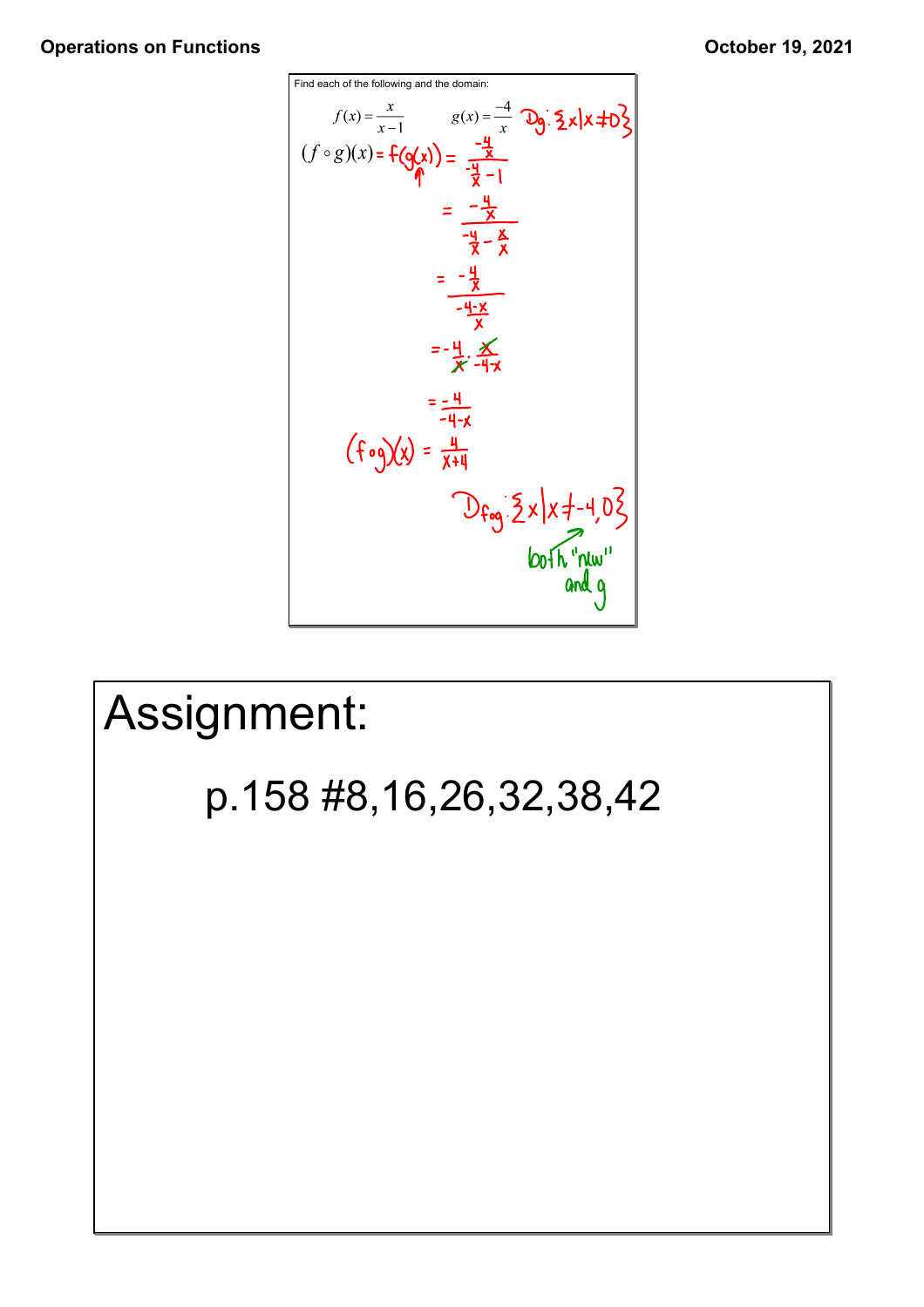Find each of the following and the domain:

$$f(x) = \frac{x}{x-1} \qquad g(x) = \frac{-4}{x} \qquad D_g: \{x \mid x \neq 0\}$$

$$(f \circ g)(x) = f(g(x)) = \frac{\frac{-4}{x}}{\frac{-4}{x} - 1}$$

$$= \frac{-\frac{4}{x}}{\frac{-4}{x} - \frac{x}{x}}$$

$$= \frac{-\frac{4}{x}}{\frac{-4-x}{x}}$$

$$= -\frac{4}{x} \cdot \frac{x}{-4-x}$$

$$= \frac{-4}{-4-x}$$

$$(f \circ g)(x) = \frac{4}{x+4}$$

$$D_{f \circ g}: \{x \mid x \neq -4, 0\}$$

both "new" and g

# Assignment:

p.158 #8,16,26,32,38,42